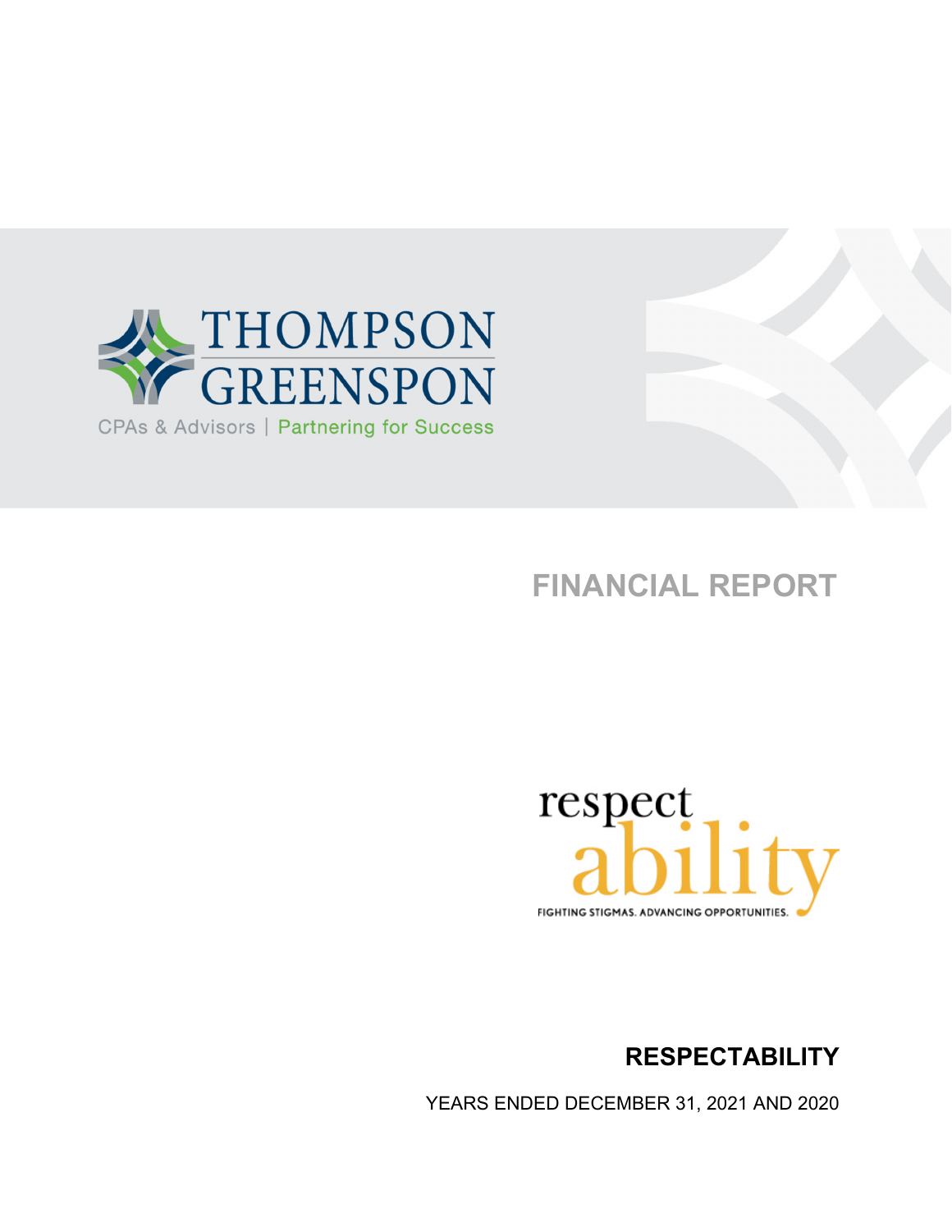THOMPSON GREENSPON

CPAs & Advisors | Partnering for Success

# FINANCIAL REPORT

respect ability

FIGHTING STIGMAS. ADVANCING OPPORTUNITIES.

## RESPECTABILITY

YEARS ENDED DECEMBER 31, 2021 AND 2020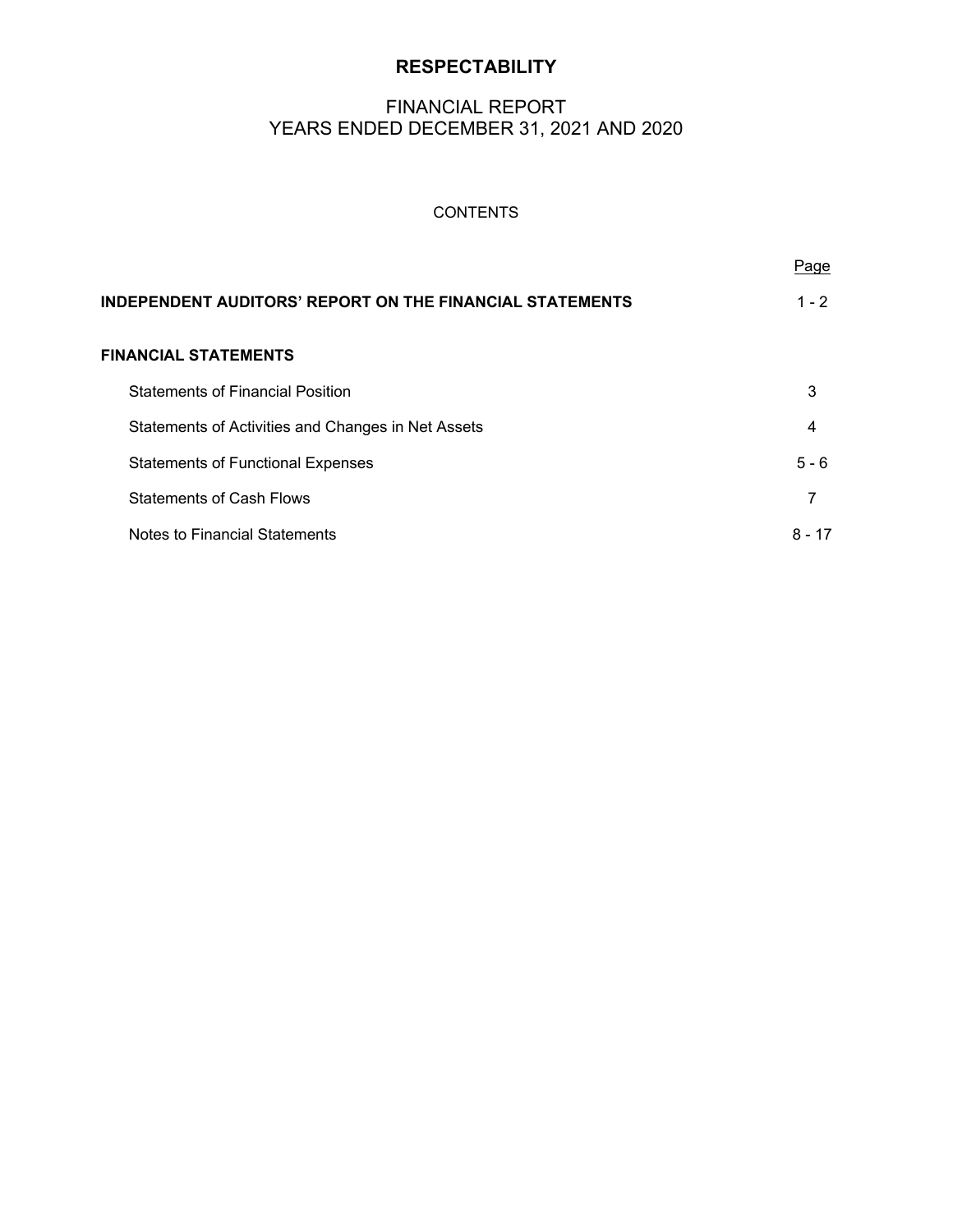# RESPECTABILITY

## FINANCIAL REPORT
## YEARS ENDED DECEMBER 31, 2021 AND 2020

CONTENTS

| | Page |
|---|---|
| **INDEPENDENT AUDITORS' REPORT ON THE FINANCIAL STATEMENTS** | 1 - 2 |
| **FINANCIAL STATEMENTS** | |
| Statements of Financial Position | 3 |
| Statements of Activities and Changes in Net Assets | 4 |
| Statements of Functional Expenses | 5 - 6 |
| Statements of Cash Flows | 7 |
| Notes to Financial Statements | 8 - 17 |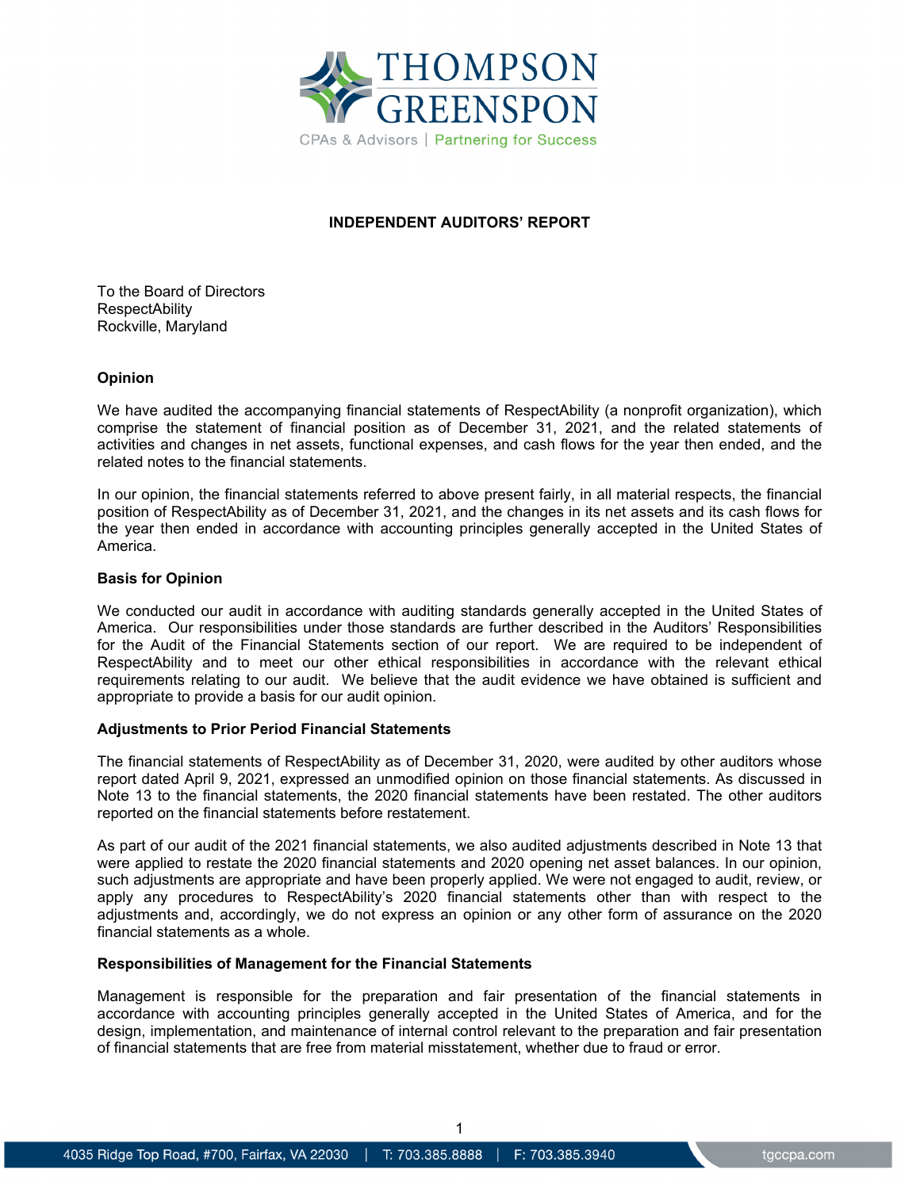THOMPSON GREENSPON

CPAs & Advisors | Partnering for Success

## INDEPENDENT AUDITORS' REPORT

To the Board of Directors
RespectAbility
Rockville, Maryland

### Opinion

We have audited the accompanying financial statements of RespectAbility (a nonprofit organization), which comprise the statement of financial position as of December 31, 2021, and the related statements of activities and changes in net assets, functional expenses, and cash flows for the year then ended, and the related notes to the financial statements.

In our opinion, the financial statements referred to above present fairly, in all material respects, the financial position of RespectAbility as of December 31, 2021, and the changes in its net assets and its cash flows for the year then ended in accordance with accounting principles generally accepted in the United States of America.

### Basis for Opinion

We conducted our audit in accordance with auditing standards generally accepted in the United States of America. Our responsibilities under those standards are further described in the Auditors' Responsibilities for the Audit of the Financial Statements section of our report. We are required to be independent of RespectAbility and to meet our other ethical responsibilities in accordance with the relevant ethical requirements relating to our audit. We believe that the audit evidence we have obtained is sufficient and appropriate to provide a basis for our audit opinion.

### Adjustments to Prior Period Financial Statements

The financial statements of RespectAbility as of December 31, 2020, were audited by other auditors whose report dated April 9, 2021, expressed an unmodified opinion on those financial statements. As discussed in Note 13 to the financial statements, the 2020 financial statements have been restated. The other auditors reported on the financial statements before restatement.

As part of our audit of the 2021 financial statements, we also audited adjustments described in Note 13 that were applied to restate the 2020 financial statements and 2020 opening net asset balances. In our opinion, such adjustments are appropriate and have been properly applied. We were not engaged to audit, review, or apply any procedures to RespectAbility's 2020 financial statements other than with respect to the adjustments and, accordingly, we do not express an opinion or any other form of assurance on the 2020 financial statements as a whole.

### Responsibilities of Management for the Financial Statements

Management is responsible for the preparation and fair presentation of the financial statements in accordance with accounting principles generally accepted in the United States of America, and for the design, implementation, and maintenance of internal control relevant to the preparation and fair presentation of financial statements that are free from material misstatement, whether due to fraud or error.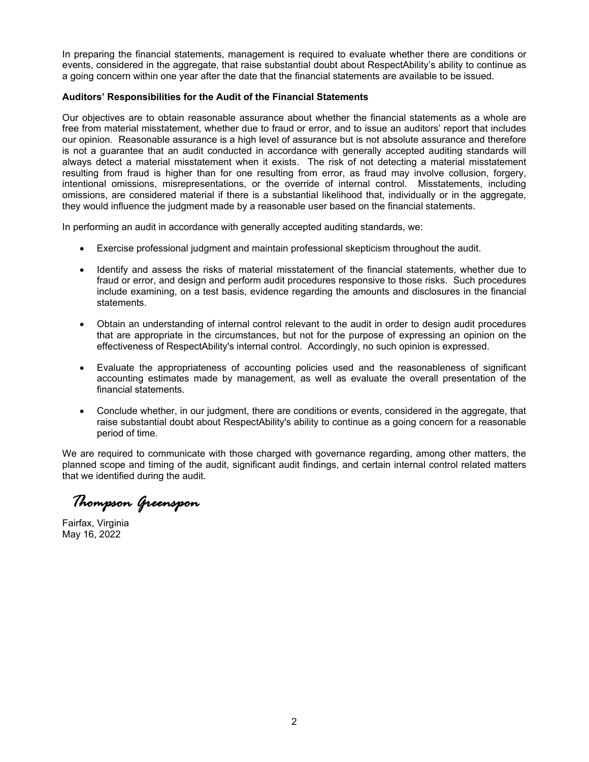In preparing the financial statements, management is required to evaluate whether there are conditions or events, considered in the aggregate, that raise substantial doubt about RespectAbility's ability to continue as a going concern within one year after the date that the financial statements are available to be issued.

**Auditors' Responsibilities for the Audit of the Financial Statements**

Our objectives are to obtain reasonable assurance about whether the financial statements as a whole are free from material misstatement, whether due to fraud or error, and to issue an auditors' report that includes our opinion. Reasonable assurance is a high level of assurance but is not absolute assurance and therefore is not a guarantee that an audit conducted in accordance with generally accepted auditing standards will always detect a material misstatement when it exists. The risk of not detecting a material misstatement resulting from fraud is higher than for one resulting from error, as fraud may involve collusion, forgery, intentional omissions, misrepresentations, or the override of internal control. Misstatements, including omissions, are considered material if there is a substantial likelihood that, individually or in the aggregate, they would influence the judgment made by a reasonable user based on the financial statements.

In performing an audit in accordance with generally accepted auditing standards, we:

- Exercise professional judgment and maintain professional skepticism throughout the audit.
- Identify and assess the risks of material misstatement of the financial statements, whether due to fraud or error, and design and perform audit procedures responsive to those risks. Such procedures include examining, on a test basis, evidence regarding the amounts and disclosures in the financial statements.
- Obtain an understanding of internal control relevant to the audit in order to design audit procedures that are appropriate in the circumstances, but not for the purpose of expressing an opinion on the effectiveness of RespectAbility's internal control. Accordingly, no such opinion is expressed.
- Evaluate the appropriateness of accounting policies used and the reasonableness of significant accounting estimates made by management, as well as evaluate the overall presentation of the financial statements.
- Conclude whether, in our judgment, there are conditions or events, considered in the aggregate, that raise substantial doubt about RespectAbility's ability to continue as a going concern for a reasonable period of time.

We are required to communicate with those charged with governance regarding, among other matters, the planned scope and timing of the audit, significant audit findings, and certain internal control related matters that we identified during the audit.

*Thompson Greenspon*

Fairfax, Virginia
May 16, 2022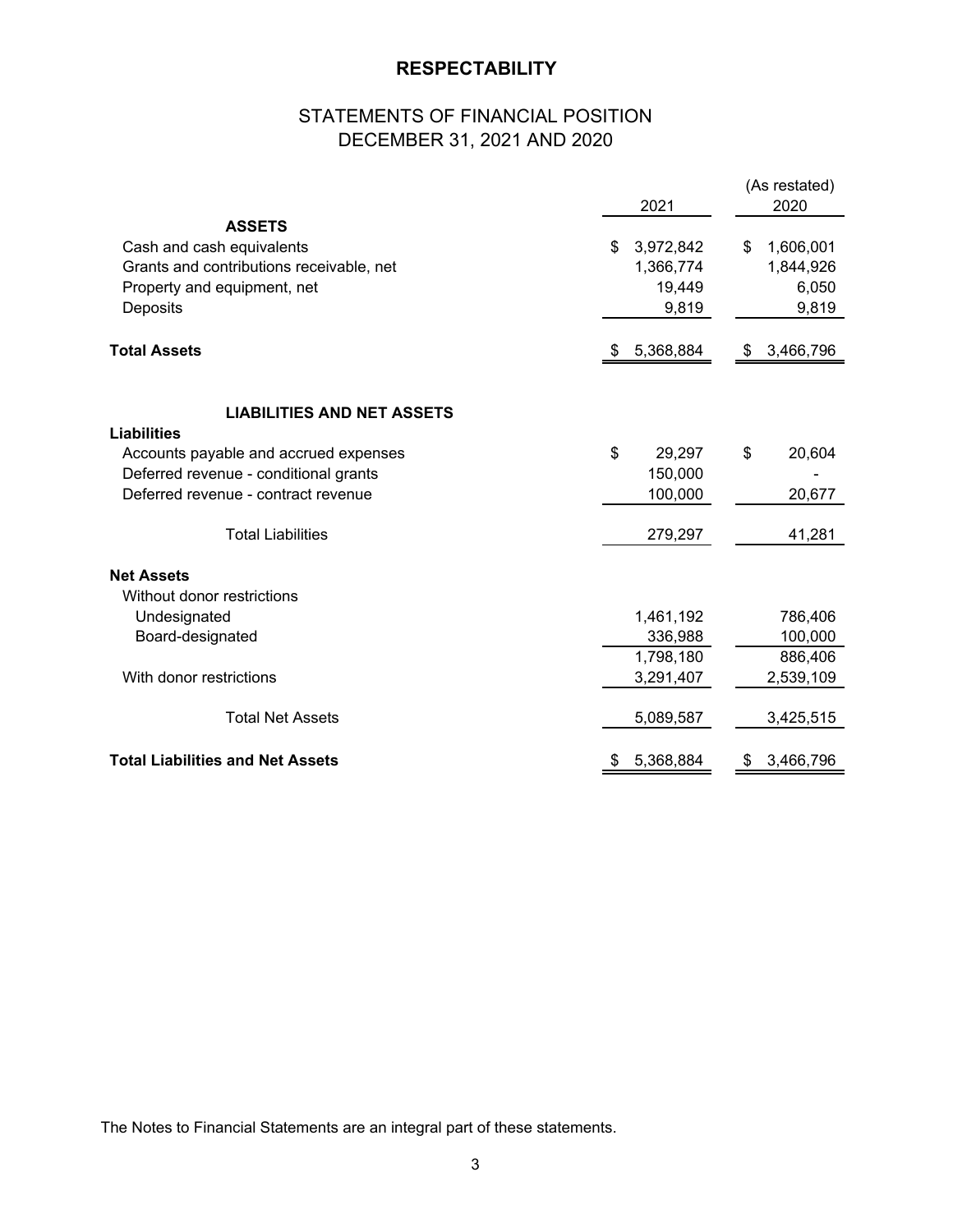# RESPECTABILITY

## STATEMENTS OF FINANCIAL POSITION
## DECEMBER 31, 2021 AND 2020

| | 2021 | (As restated) 2020 |
|---|---|---|
| **ASSETS** | | |
| Cash and cash equivalents | $ 3,972,842 | $ 1,606,001 |
| Grants and contributions receivable, net | 1,366,774 | 1,844,926 |
| Property and equipment, net | 19,449 | 6,050 |
| Deposits | 9,819 | 9,819 |
| **Total Assets** | $ 5,368,884 | $ 3,466,796 |
| **LIABILITIES AND NET ASSETS** | | |
| **Liabilities** | | |
| Accounts payable and accrued expenses | $ 29,297 | $ 20,604 |
| Deferred revenue - conditional grants | 150,000 | - |
| Deferred revenue - contract revenue | 100,000 | 20,677 |
| Total Liabilities | 279,297 | 41,281 |
| **Net Assets** | | |
| Without donor restrictions | | |
| Undesignated | 1,461,192 | 786,406 |
| Board-designated | 336,988 | 100,000 |
| | 1,798,180 | 886,406 |
| With donor restrictions | 3,291,407 | 2,539,109 |
| Total Net Assets | 5,089,587 | 3,425,515 |
| **Total Liabilities and Net Assets** | $ 5,368,884 | $ 3,466,796 |

The Notes to Financial Statements are an integral part of these statements.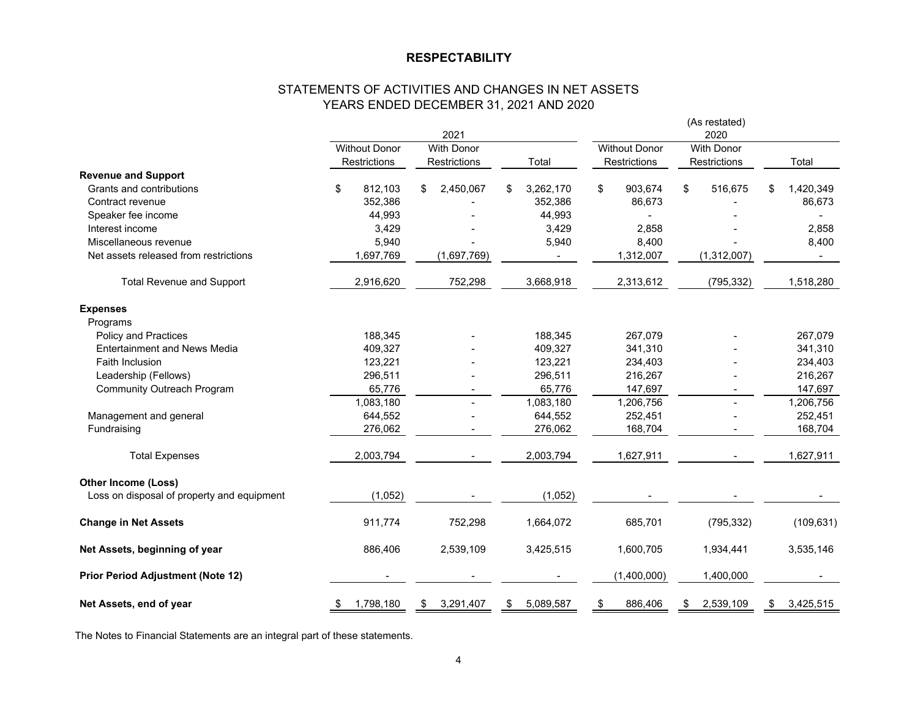**RESPECTABILITY**

STATEMENTS OF ACTIVITIES AND CHANGES IN NET ASSETS
YEARS ENDED DECEMBER 31, 2021 AND 2020

| | 2021 | | | (As restated) 2020 | | |
|---|---|---|---|---|---|---|
| | Without Donor Restrictions | With Donor Restrictions | Total | Without Donor Restrictions | With Donor Restrictions | Total |
| **Revenue and Support** | | | | | | |
| Grants and contributions | $ 812,103 | $ 2,450,067 | $ 3,262,170 | $ 903,674 | $ 516,675 | $ 1,420,349 |
| Contract revenue | 352,386 | - | 352,386 | 86,673 | - | 86,673 |
| Speaker fee income | 44,993 | - | 44,993 | - | - | - |
| Interest income | 3,429 | - | 3,429 | 2,858 | - | 2,858 |
| Miscellaneous revenue | 5,940 | - | 5,940 | 8,400 | - | 8,400 |
| Net assets released from restrictions | 1,697,769 | (1,697,769) | - | 1,312,007 | (1,312,007) | - |
| Total Revenue and Support | 2,916,620 | 752,298 | 3,668,918 | 2,313,612 | (795,332) | 1,518,280 |
| **Expenses** | | | | | | |
| Programs | | | | | | |
| Policy and Practices | 188,345 | - | 188,345 | 267,079 | - | 267,079 |
| Entertainment and News Media | 409,327 | - | 409,327 | 341,310 | - | 341,310 |
| Faith Inclusion | 123,221 | - | 123,221 | 234,403 | - | 234,403 |
| Leadership (Fellows) | 296,511 | - | 296,511 | 216,267 | - | 216,267 |
| Community Outreach Program | 65,776 | - | 65,776 | 147,697 | - | 147,697 |
| | 1,083,180 | - | 1,083,180 | 1,206,756 | - | 1,206,756 |
| Management and general | 644,552 | - | 644,552 | 252,451 | - | 252,451 |
| Fundraising | 276,062 | - | 276,062 | 168,704 | - | 168,704 |
| Total Expenses | 2,003,794 | - | 2,003,794 | 1,627,911 | - | 1,627,911 |
| **Other Income (Loss)** | | | | | | |
| Loss on disposal of property and equipment | (1,052) | - | (1,052) | - | - | - |
| **Change in Net Assets** | 911,774 | 752,298 | 1,664,072 | 685,701 | (795,332) | (109,631) |
| **Net Assets, beginning of year** | 886,406 | 2,539,109 | 3,425,515 | 1,600,705 | 1,934,441 | 3,535,146 |
| **Prior Period Adjustment (Note 12)** | - | - | - | (1,400,000) | 1,400,000 | - |
| **Net Assets, end of year** | $ 1,798,180 | $ 3,291,407 | $ 5,089,587 | $ 886,406 | $ 2,539,109 | $ 3,425,515 |

The Notes to Financial Statements are an integral part of these statements.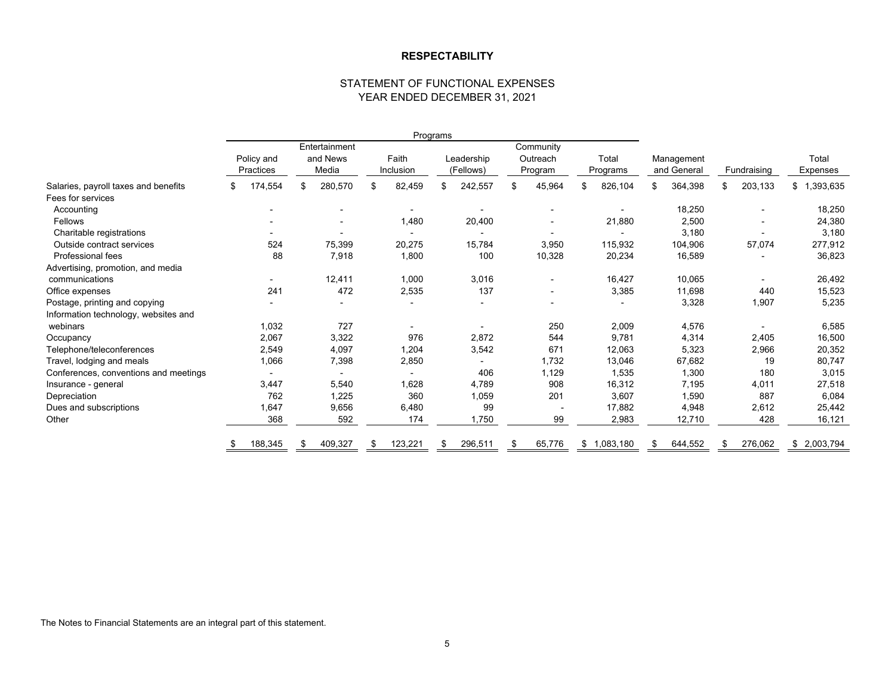**RESPECTABILITY**

STATEMENT OF FUNCTIONAL EXPENSES
YEAR ENDED DECEMBER 31, 2021

| | Programs | | | | | | | | |
|---|---|---|---|---|---|---|---|---|---|
| | Policy and Practices | Entertainment and News Media | Faith Inclusion | Leadership (Fellows) | Community Outreach Program | Total Programs | Management and General | Fundraising | Total Expenses |
| Salaries, payroll taxes and benefits | $ 174,554 | $ 280,570 | $ 82,459 | $ 242,557 | $ 45,964 | $ 826,104 | $ 364,398 | $ 203,133 | $ 1,393,635 |
| Fees for services | | | | | | | | | |
| Accounting | - | - | - | - | - | - | 18,250 | - | 18,250 |
| Fellows | - | - | 1,480 | 20,400 | - | 21,880 | 2,500 | - | 24,380 |
| Charitable registrations | - | - | - | - | - | - | 3,180 | - | 3,180 |
| Outside contract services | 524 | 75,399 | 20,275 | 15,784 | 3,950 | 115,932 | 104,906 | 57,074 | 277,912 |
| Professional fees | 88 | 7,918 | 1,800 | 100 | 10,328 | 20,234 | 16,589 | - | 36,823 |
| Advertising, promotion, and media communications | - | 12,411 | 1,000 | 3,016 | - | 16,427 | 10,065 | - | 26,492 |
| Office expenses | 241 | 472 | 2,535 | 137 | - | 3,385 | 11,698 | 440 | 15,523 |
| Postage, printing and copying | - | - | - | - | - | - | 3,328 | 1,907 | 5,235 |
| Information technology, websites and webinars | 1,032 | 727 | - | - | 250 | 2,009 | 4,576 | - | 6,585 |
| Occupancy | 2,067 | 3,322 | 976 | 2,872 | 544 | 9,781 | 4,314 | 2,405 | 16,500 |
| Telephone/teleconferences | 2,549 | 4,097 | 1,204 | 3,542 | 671 | 12,063 | 5,323 | 2,966 | 20,352 |
| Travel, lodging and meals | 1,066 | 7,398 | 2,850 | - | 1,732 | 13,046 | 67,682 | 19 | 80,747 |
| Conferences, conventions and meetings | - | - | - | 406 | 1,129 | 1,535 | 1,300 | 180 | 3,015 |
| Insurance - general | 3,447 | 5,540 | 1,628 | 4,789 | 908 | 16,312 | 7,195 | 4,011 | 27,518 |
| Depreciation | 762 | 1,225 | 360 | 1,059 | 201 | 3,607 | 1,590 | 887 | 6,084 |
| Dues and subscriptions | 1,647 | 9,656 | 6,480 | 99 | - | 17,882 | 4,948 | 2,612 | 25,442 |
| Other | 368 | 592 | 174 | 1,750 | 99 | 2,983 | 12,710 | 428 | 16,121 |
| | $ 188,345 | $ 409,327 | $ 123,221 | $ 296,511 | $ 65,776 | $ 1,083,180 | $ 644,552 | $ 276,062 | $ 2,003,794 |

The Notes to Financial Statements are an integral part of this statement.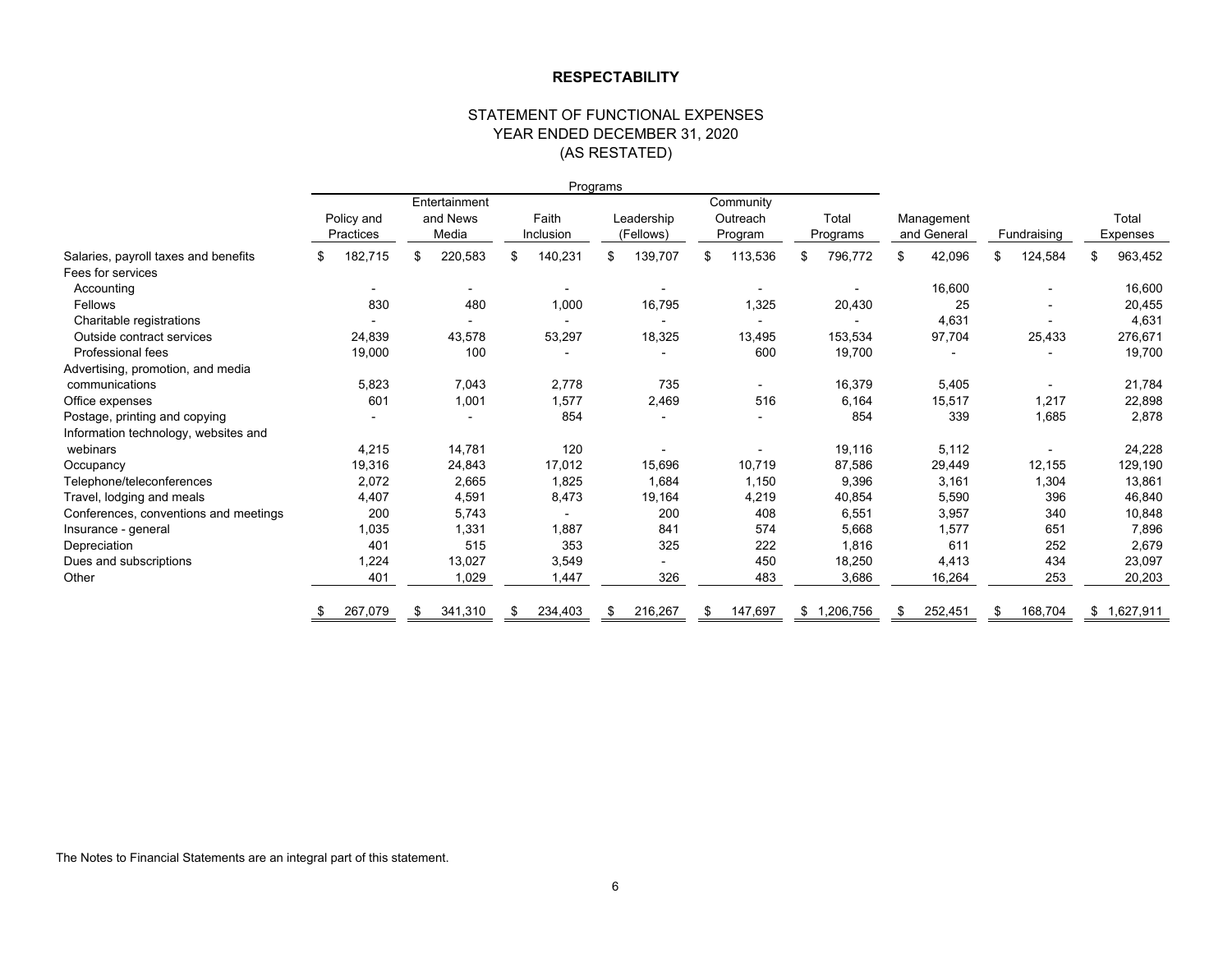**RESPECTABILITY**

STATEMENT OF FUNCTIONAL EXPENSES
YEAR ENDED DECEMBER 31, 2020
(AS RESTATED)

| | Programs | | | | | | | | |
|---|---|---|---|---|---|---|---|---|---|
| | Policy and Practices | Entertainment and News Media | Faith Inclusion | Leadership (Fellows) | Community Outreach Program | Total Programs | Management and General | Fundraising | Total Expenses |
| Salaries, payroll taxes and benefits | $ 182,715 | $ 220,583 | $ 140,231 | $ 139,707 | $ 113,536 | $ 796,772 | $ 42,096 | $ 124,584 | $ 963,452 |
| Fees for services | | | | | | | | | |
| Accounting | - | - | - | - | - | - | 16,600 | - | 16,600 |
| Fellows | 830 | 480 | 1,000 | 16,795 | 1,325 | 20,430 | 25 | - | 20,455 |
| Charitable registrations | - | - | - | - | - | - | 4,631 | - | 4,631 |
| Outside contract services | 24,839 | 43,578 | 53,297 | 18,325 | 13,495 | 153,534 | 97,704 | 25,433 | 276,671 |
| Professional fees | 19,000 | 100 | - | - | 600 | 19,700 | - | - | 19,700 |
| Advertising, promotion, and media communications | 5,823 | 7,043 | 2,778 | 735 | - | 16,379 | 5,405 | - | 21,784 |
| Office expenses | 601 | 1,001 | 1,577 | 2,469 | 516 | 6,164 | 15,517 | 1,217 | 22,898 |
| Postage, printing and copying | - | - | 854 | - | - | 854 | 339 | 1,685 | 2,878 |
| Information technology, websites and webinars | 4,215 | 14,781 | 120 | - | - | 19,116 | 5,112 | - | 24,228 |
| Occupancy | 19,316 | 24,843 | 17,012 | 15,696 | 10,719 | 87,586 | 29,449 | 12,155 | 129,190 |
| Telephone/teleconferences | 2,072 | 2,665 | 1,825 | 1,684 | 1,150 | 9,396 | 3,161 | 1,304 | 13,861 |
| Travel, lodging and meals | 4,407 | 4,591 | 8,473 | 19,164 | 4,219 | 40,854 | 5,590 | 396 | 46,840 |
| Conferences, conventions and meetings | 200 | 5,743 | - | 200 | 408 | 6,551 | 3,957 | 340 | 10,848 |
| Insurance - general | 1,035 | 1,331 | 1,887 | 841 | 574 | 5,668 | 1,577 | 651 | 7,896 |
| Depreciation | 401 | 515 | 353 | 325 | 222 | 1,816 | 611 | 252 | 2,679 |
| Dues and subscriptions | 1,224 | 13,027 | 3,549 | - | 450 | 18,250 | 4,413 | 434 | 23,097 |
| Other | 401 | 1,029 | 1,447 | 326 | 483 | 3,686 | 16,264 | 253 | 20,203 |
| | $ 267,079 | $ 341,310 | $ 234,403 | $ 216,267 | $ 147,697 | $ 1,206,756 | $ 252,451 | $ 168,704 | $ 1,627,911 |

The Notes to Financial Statements are an integral part of this statement.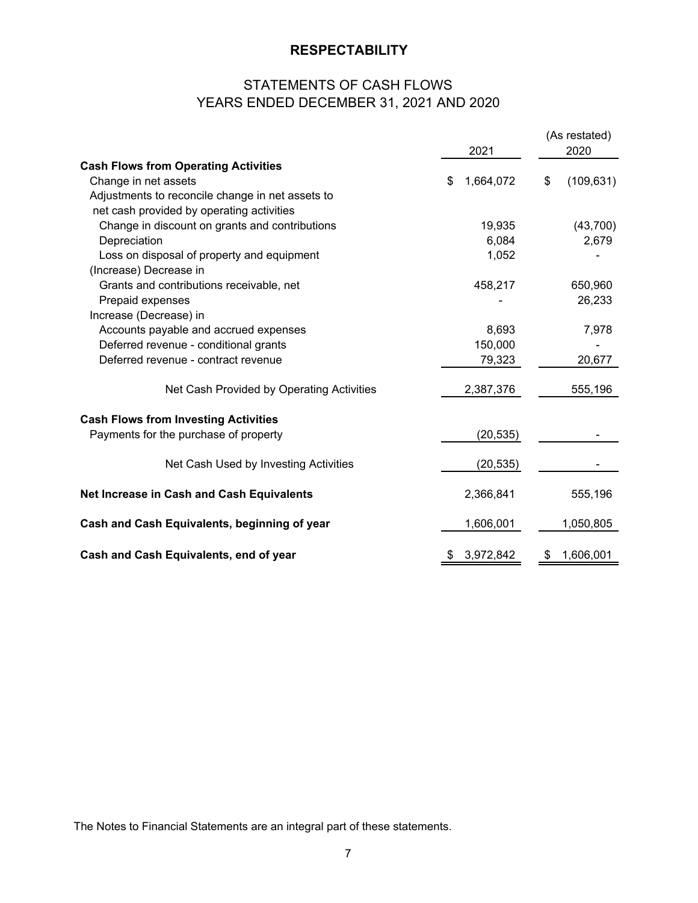# RESPECTABILITY

## STATEMENTS OF CASH FLOWS
## YEARS ENDED DECEMBER 31, 2021 AND 2020

| | 2021 | (As restated) 2020 |
|---|---|---|
| **Cash Flows from Operating Activities** | | |
| Change in net assets | $ 1,664,072 | $ (109,631) |
| Adjustments to reconcile change in net assets to net cash provided by operating activities | | |
| Change in discount on grants and contributions | 19,935 | (43,700) |
| Depreciation | 6,084 | 2,679 |
| Loss on disposal of property and equipment | 1,052 | - |
| (Increase) Decrease in | | |
| Grants and contributions receivable, net | 458,217 | 650,960 |
| Prepaid expenses | - | 26,233 |
| Increase (Decrease) in | | |
| Accounts payable and accrued expenses | 8,693 | 7,978 |
| Deferred revenue - conditional grants | 150,000 | - |
| Deferred revenue - contract revenue | 79,323 | 20,677 |
| Net Cash Provided by Operating Activities | 2,387,376 | 555,196 |
| **Cash Flows from Investing Activities** | | |
| Payments for the purchase of property | (20,535) | - |
| Net Cash Used by Investing Activities | (20,535) | - |
| **Net Increase in Cash and Cash Equivalents** | 2,366,841 | 555,196 |
| **Cash and Cash Equivalents, beginning of year** | 1,606,001 | 1,050,805 |
| **Cash and Cash Equivalents, end of year** | $ 3,972,842 | $ 1,606,001 |

The Notes to Financial Statements are an integral part of these statements.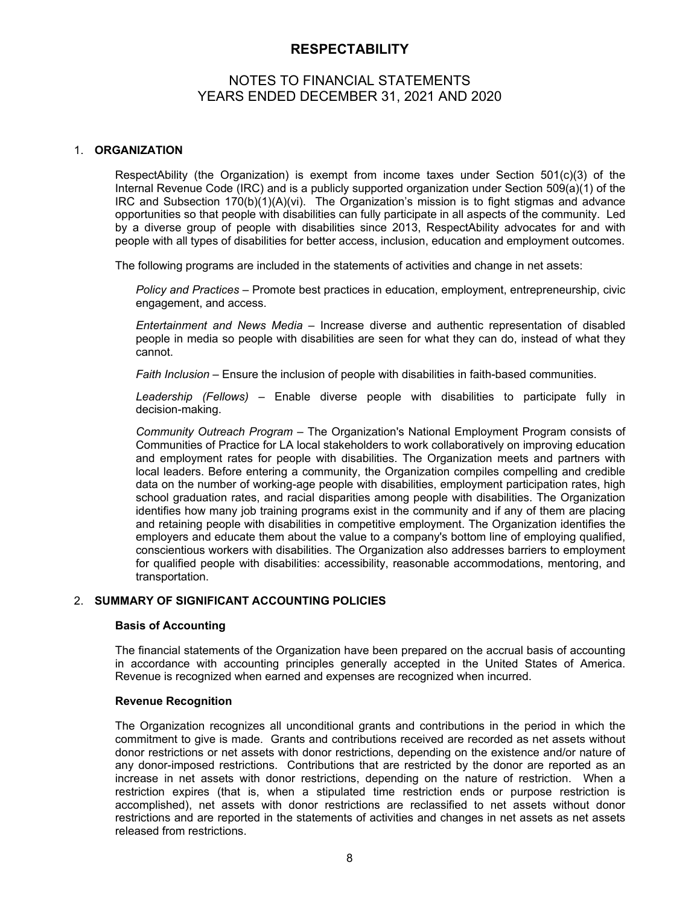# RESPECTABILITY

## NOTES TO FINANCIAL STATEMENTS
## YEARS ENDED DECEMBER 31, 2021 AND 2020

### 1. ORGANIZATION

RespectAbility (the Organization) is exempt from income taxes under Section 501(c)(3) of the Internal Revenue Code (IRC) and is a publicly supported organization under Section 509(a)(1) of the IRC and Subsection 170(b)(1)(A)(vi). The Organization's mission is to fight stigmas and advance opportunities so that people with disabilities can fully participate in all aspects of the community. Led by a diverse group of people with disabilities since 2013, RespectAbility advocates for and with people with all types of disabilities for better access, inclusion, education and employment outcomes.

The following programs are included in the statements of activities and change in net assets:

*Policy and Practices* – Promote best practices in education, employment, entrepreneurship, civic engagement, and access.

*Entertainment and News Media* – Increase diverse and authentic representation of disabled people in media so people with disabilities are seen for what they can do, instead of what they cannot.

*Faith Inclusion* – Ensure the inclusion of people with disabilities in faith-based communities.

*Leadership (Fellows)* – Enable diverse people with disabilities to participate fully in decision-making.

*Community Outreach Program* – The Organization's National Employment Program consists of Communities of Practice for LA local stakeholders to work collaboratively on improving education and employment rates for people with disabilities. The Organization meets and partners with local leaders. Before entering a community, the Organization compiles compelling and credible data on the number of working-age people with disabilities, employment participation rates, high school graduation rates, and racial disparities among people with disabilities. The Organization identifies how many job training programs exist in the community and if any of them are placing and retaining people with disabilities in competitive employment. The Organization identifies the employers and educate them about the value to a company's bottom line of employing qualified, conscientious workers with disabilities. The Organization also addresses barriers to employment for qualified people with disabilities: accessibility, reasonable accommodations, mentoring, and transportation.

### 2. SUMMARY OF SIGNIFICANT ACCOUNTING POLICIES

**Basis of Accounting**

The financial statements of the Organization have been prepared on the accrual basis of accounting in accordance with accounting principles generally accepted in the United States of America. Revenue is recognized when earned and expenses are recognized when incurred.

**Revenue Recognition**

The Organization recognizes all unconditional grants and contributions in the period in which the commitment to give is made. Grants and contributions received are recorded as net assets without donor restrictions or net assets with donor restrictions, depending on the existence and/or nature of any donor-imposed restrictions. Contributions that are restricted by the donor are reported as an increase in net assets with donor restrictions, depending on the nature of restriction. When a restriction expires (that is, when a stipulated time restriction ends or purpose restriction is accomplished), net assets with donor restrictions are reclassified to net assets without donor restrictions and are reported in the statements of activities and changes in net assets as net assets released from restrictions.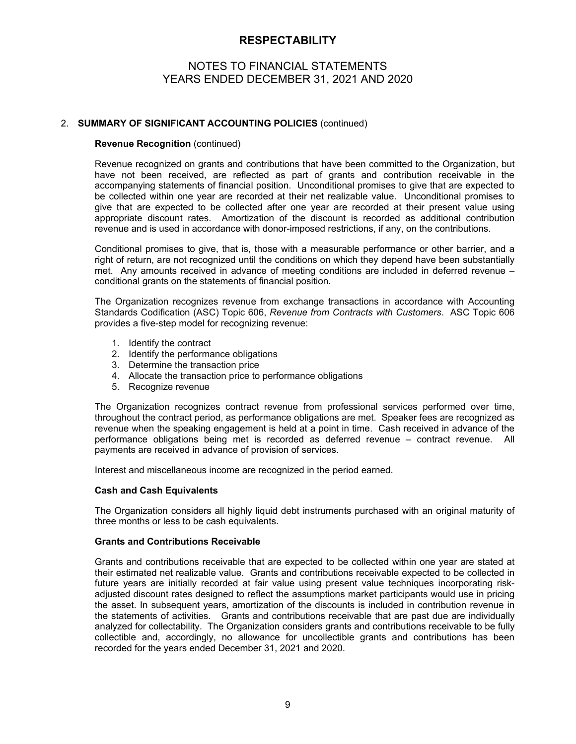## 2. SUMMARY OF SIGNIFICANT ACCOUNTING POLICIES (continued)

### Revenue Recognition (continued)

Revenue recognized on grants and contributions that have been committed to the Organization, but have not been received, are reflected as part of grants and contribution receivable in the accompanying statements of financial position. Unconditional promises to give that are expected to be collected within one year are recorded at their net realizable value. Unconditional promises to give that are expected to be collected after one year are recorded at their present value using appropriate discount rates. Amortization of the discount is recorded as additional contribution revenue and is used in accordance with donor-imposed restrictions, if any, on the contributions.

Conditional promises to give, that is, those with a measurable performance or other barrier, and a right of return, are not recognized until the conditions on which they depend have been substantially met. Any amounts received in advance of meeting conditions are included in deferred revenue – conditional grants on the statements of financial position.

The Organization recognizes revenue from exchange transactions in accordance with Accounting Standards Codification (ASC) Topic 606, *Revenue from Contracts with Customers*. ASC Topic 606 provides a five-step model for recognizing revenue:

1. Identify the contract
2. Identify the performance obligations
3. Determine the transaction price
4. Allocate the transaction price to performance obligations
5. Recognize revenue

The Organization recognizes contract revenue from professional services performed over time, throughout the contract period, as performance obligations are met. Speaker fees are recognized as revenue when the speaking engagement is held at a point in time. Cash received in advance of the performance obligations being met is recorded as deferred revenue – contract revenue. All payments are received in advance of provision of services.

Interest and miscellaneous income are recognized in the period earned.

### Cash and Cash Equivalents

The Organization considers all highly liquid debt instruments purchased with an original maturity of three months or less to be cash equivalents.

### Grants and Contributions Receivable

Grants and contributions receivable that are expected to be collected within one year are stated at their estimated net realizable value. Grants and contributions receivable expected to be collected in future years are initially recorded at fair value using present value techniques incorporating risk-adjusted discount rates designed to reflect the assumptions market participants would use in pricing the asset. In subsequent years, amortization of the discounts is included in contribution revenue in the statements of activities. Grants and contributions receivable that are past due are individually analyzed for collectability. The Organization considers grants and contributions receivable to be fully collectible and, accordingly, no allowance for uncollectible grants and contributions has been recorded for the years ended December 31, 2021 and 2020.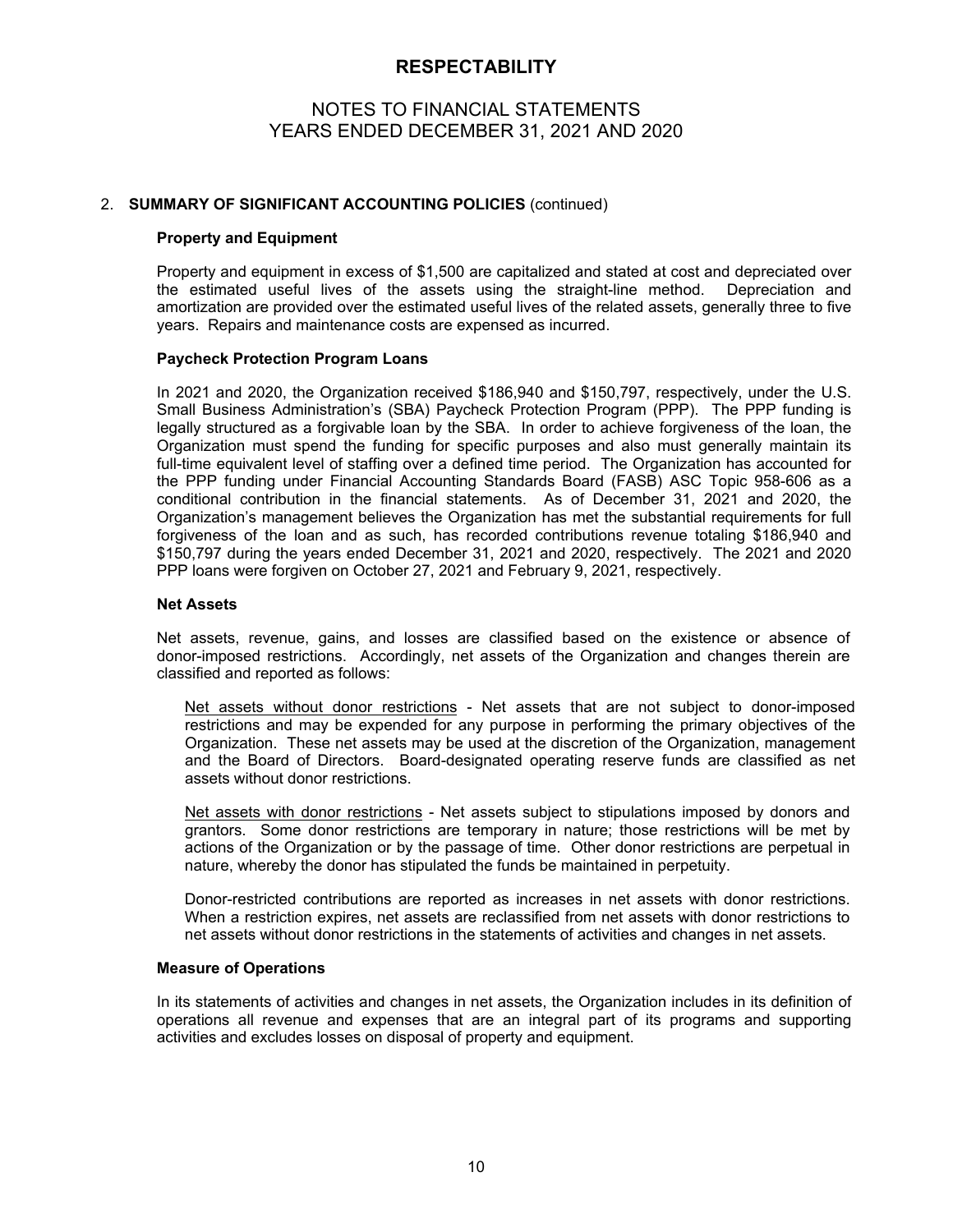# RESPECTABILITY

## NOTES TO FINANCIAL STATEMENTS
## YEARS ENDED DECEMBER 31, 2021 AND 2020

2. **SUMMARY OF SIGNIFICANT ACCOUNTING POLICIES** (continued)

**Property and Equipment**

Property and equipment in excess of $1,500 are capitalized and stated at cost and depreciated over the estimated useful lives of the assets using the straight-line method. Depreciation and amortization are provided over the estimated useful lives of the related assets, generally three to five years. Repairs and maintenance costs are expensed as incurred.

**Paycheck Protection Program Loans**

In 2021 and 2020, the Organization received $186,940 and $150,797, respectively, under the U.S. Small Business Administration's (SBA) Paycheck Protection Program (PPP). The PPP funding is legally structured as a forgivable loan by the SBA. In order to achieve forgiveness of the loan, the Organization must spend the funding for specific purposes and also must generally maintain its full-time equivalent level of staffing over a defined time period. The Organization has accounted for the PPP funding under Financial Accounting Standards Board (FASB) ASC Topic 958-606 as a conditional contribution in the financial statements. As of December 31, 2021 and 2020, the Organization's management believes the Organization has met the substantial requirements for full forgiveness of the loan and as such, has recorded contributions revenue totaling $186,940 and $150,797 during the years ended December 31, 2021 and 2020, respectively. The 2021 and 2020 PPP loans were forgiven on October 27, 2021 and February 9, 2021, respectively.

**Net Assets**

Net assets, revenue, gains, and losses are classified based on the existence or absence of donor-imposed restrictions. Accordingly, net assets of the Organization and changes therein are classified and reported as follows:

Net assets without donor restrictions - Net assets that are not subject to donor-imposed restrictions and may be expended for any purpose in performing the primary objectives of the Organization. These net assets may be used at the discretion of the Organization, management and the Board of Directors. Board-designated operating reserve funds are classified as net assets without donor restrictions.

Net assets with donor restrictions - Net assets subject to stipulations imposed by donors and grantors. Some donor restrictions are temporary in nature; those restrictions will be met by actions of the Organization or by the passage of time. Other donor restrictions are perpetual in nature, whereby the donor has stipulated the funds be maintained in perpetuity.

Donor-restricted contributions are reported as increases in net assets with donor restrictions. When a restriction expires, net assets are reclassified from net assets with donor restrictions to net assets without donor restrictions in the statements of activities and changes in net assets.

**Measure of Operations**

In its statements of activities and changes in net assets, the Organization includes in its definition of operations all revenue and expenses that are an integral part of its programs and supporting activities and excludes losses on disposal of property and equipment.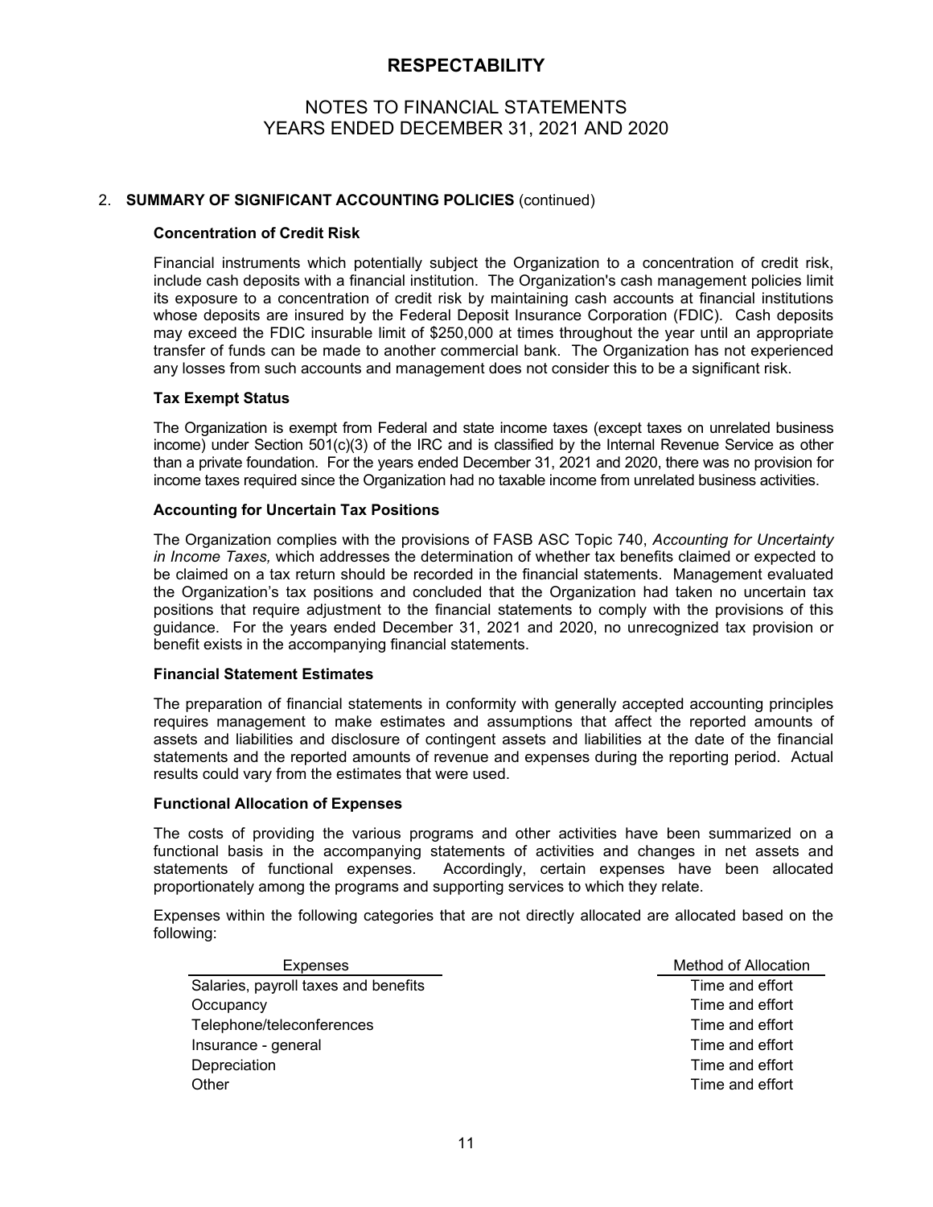## 2. **SUMMARY OF SIGNIFICANT ACCOUNTING POLICIES** (continued)

### Concentration of Credit Risk

Financial instruments which potentially subject the Organization to a concentration of credit risk, include cash deposits with a financial institution. The Organization's cash management policies limit its exposure to a concentration of credit risk by maintaining cash accounts at financial institutions whose deposits are insured by the Federal Deposit Insurance Corporation (FDIC). Cash deposits may exceed the FDIC insurable limit of $250,000 at times throughout the year until an appropriate transfer of funds can be made to another commercial bank. The Organization has not experienced any losses from such accounts and management does not consider this to be a significant risk.

### Tax Exempt Status

The Organization is exempt from Federal and state income taxes (except taxes on unrelated business income) under Section 501(c)(3) of the IRC and is classified by the Internal Revenue Service as other than a private foundation. For the years ended December 31, 2021 and 2020, there was no provision for income taxes required since the Organization had no taxable income from unrelated business activities.

### Accounting for Uncertain Tax Positions

The Organization complies with the provisions of FASB ASC Topic 740, *Accounting for Uncertainty in Income Taxes,* which addresses the determination of whether tax benefits claimed or expected to be claimed on a tax return should be recorded in the financial statements. Management evaluated the Organization's tax positions and concluded that the Organization had taken no uncertain tax positions that require adjustment to the financial statements to comply with the provisions of this guidance. For the years ended December 31, 2021 and 2020, no unrecognized tax provision or benefit exists in the accompanying financial statements.

### Financial Statement Estimates

The preparation of financial statements in conformity with generally accepted accounting principles requires management to make estimates and assumptions that affect the reported amounts of assets and liabilities and disclosure of contingent assets and liabilities at the date of the financial statements and the reported amounts of revenue and expenses during the reporting period. Actual results could vary from the estimates that were used.

### Functional Allocation of Expenses

The costs of providing the various programs and other activities have been summarized on a functional basis in the accompanying statements of activities and changes in net assets and statements of functional expenses. Accordingly, certain expenses have been allocated proportionately among the programs and supporting services to which they relate.

Expenses within the following categories that are not directly allocated are allocated based on the following:

| Expenses | Method of Allocation |
|---|---|
| Salaries, payroll taxes and benefits | Time and effort |
| Occupancy | Time and effort |
| Telephone/teleconferences | Time and effort |
| Insurance - general | Time and effort |
| Depreciation | Time and effort |
| Other | Time and effort |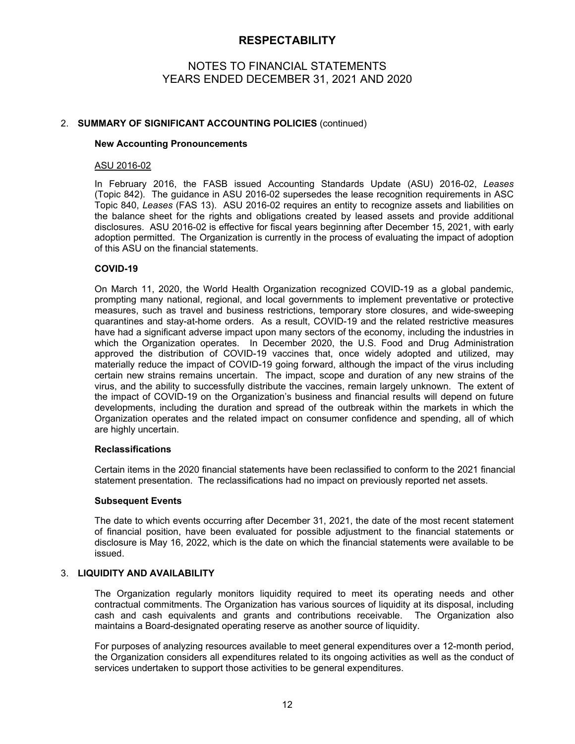# RESPECTABILITY

## NOTES TO FINANCIAL STATEMENTS
## YEARS ENDED DECEMBER 31, 2021 AND 2020

### 2. SUMMARY OF SIGNIFICANT ACCOUNTING POLICIES (continued)

**New Accounting Pronouncements**

ASU 2016-02

In February 2016, the FASB issued Accounting Standards Update (ASU) 2016-02, *Leases* (Topic 842). The guidance in ASU 2016-02 supersedes the lease recognition requirements in ASC Topic 840, *Leases* (FAS 13). ASU 2016-02 requires an entity to recognize assets and liabilities on the balance sheet for the rights and obligations created by leased assets and provide additional disclosures. ASU 2016-02 is effective for fiscal years beginning after December 15, 2021, with early adoption permitted. The Organization is currently in the process of evaluating the impact of adoption of this ASU on the financial statements.

**COVID-19**

On March 11, 2020, the World Health Organization recognized COVID-19 as a global pandemic, prompting many national, regional, and local governments to implement preventative or protective measures, such as travel and business restrictions, temporary store closures, and wide-sweeping quarantines and stay-at-home orders. As a result, COVID-19 and the related restrictive measures have had a significant adverse impact upon many sectors of the economy, including the industries in which the Organization operates. In December 2020, the U.S. Food and Drug Administration approved the distribution of COVID-19 vaccines that, once widely adopted and utilized, may materially reduce the impact of COVID-19 going forward, although the impact of the virus including certain new strains remains uncertain. The impact, scope and duration of any new strains of the virus, and the ability to successfully distribute the vaccines, remain largely unknown. The extent of the impact of COVID-19 on the Organization's business and financial results will depend on future developments, including the duration and spread of the outbreak within the markets in which the Organization operates and the related impact on consumer confidence and spending, all of which are highly uncertain.

**Reclassifications**

Certain items in the 2020 financial statements have been reclassified to conform to the 2021 financial statement presentation. The reclassifications had no impact on previously reported net assets.

**Subsequent Events**

The date to which events occurring after December 31, 2021, the date of the most recent statement of financial position, have been evaluated for possible adjustment to the financial statements or disclosure is May 16, 2022, which is the date on which the financial statements were available to be issued.

### 3. LIQUIDITY AND AVAILABILITY

The Organization regularly monitors liquidity required to meet its operating needs and other contractual commitments. The Organization has various sources of liquidity at its disposal, including cash and cash equivalents and grants and contributions receivable. The Organization also maintains a Board-designated operating reserve as another source of liquidity.

For purposes of analyzing resources available to meet general expenditures over a 12-month period, the Organization considers all expenditures related to its ongoing activities as well as the conduct of services undertaken to support those activities to be general expenditures.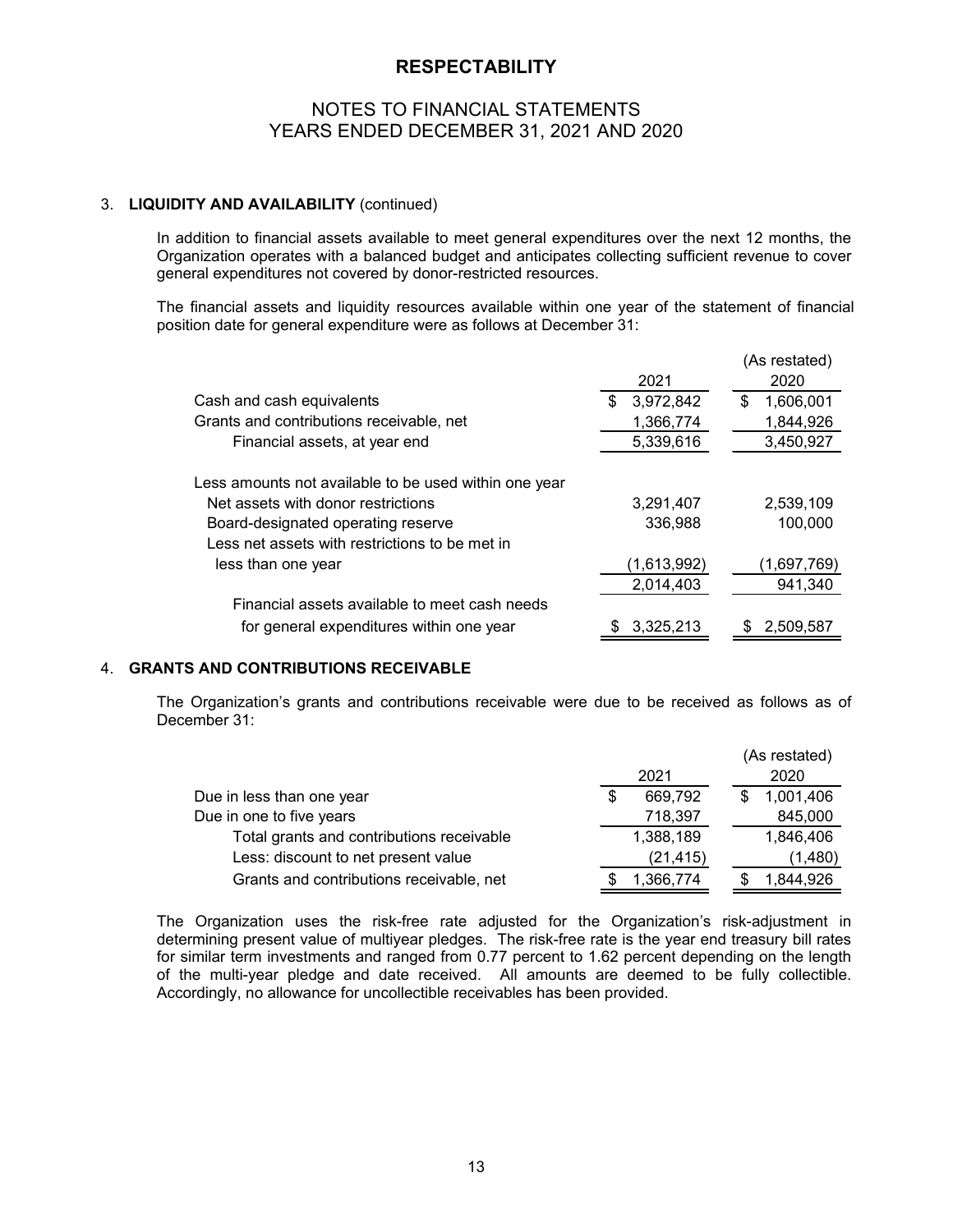# RESPECTABILITY

## NOTES TO FINANCIAL STATEMENTS
## YEARS ENDED DECEMBER 31, 2021 AND 2020

### 3. LIQUIDITY AND AVAILABILITY (continued)

In addition to financial assets available to meet general expenditures over the next 12 months, the Organization operates with a balanced budget and anticipates collecting sufficient revenue to cover general expenditures not covered by donor-restricted resources.

The financial assets and liquidity resources available within one year of the statement of financial position date for general expenditure were as follows at December 31:

| | 2021 | (As restated) 2020 |
|---|---|---|
| Cash and cash equivalents | $ 3,972,842 | $ 1,606,001 |
| Grants and contributions receivable, net | 1,366,774 | 1,844,926 |
| Financial assets, at year end | 5,339,616 | 3,450,927 |
| Less amounts not available to be used within one year | | |
| Net assets with donor restrictions | 3,291,407 | 2,539,109 |
| Board-designated operating reserve | 336,988 | 100,000 |
| Less net assets with restrictions to be met in less than one year | (1,613,992) | (1,697,769) |
| | 2,014,403 | 941,340 |
| Financial assets available to meet cash needs for general expenditures within one year | $ 3,325,213 | $ 2,509,587 |

### 4. GRANTS AND CONTRIBUTIONS RECEIVABLE

The Organization's grants and contributions receivable were due to be received as follows as of December 31:

| | 2021 | (As restated) 2020 |
|---|---|---|
| Due in less than one year | $ 669,792 | $ 1,001,406 |
| Due in one to five years | 718,397 | 845,000 |
| Total grants and contributions receivable | 1,388,189 | 1,846,406 |
| Less: discount to net present value | (21,415) | (1,480) |
| Grants and contributions receivable, net | $ 1,366,774 | $ 1,844,926 |

The Organization uses the risk-free rate adjusted for the Organization's risk-adjustment in determining present value of multiyear pledges. The risk-free rate is the year end treasury bill rates for similar term investments and ranged from 0.77 percent to 1.62 percent depending on the length of the multi-year pledge and date received. All amounts are deemed to be fully collectible. Accordingly, no allowance for uncollectible receivables has been provided.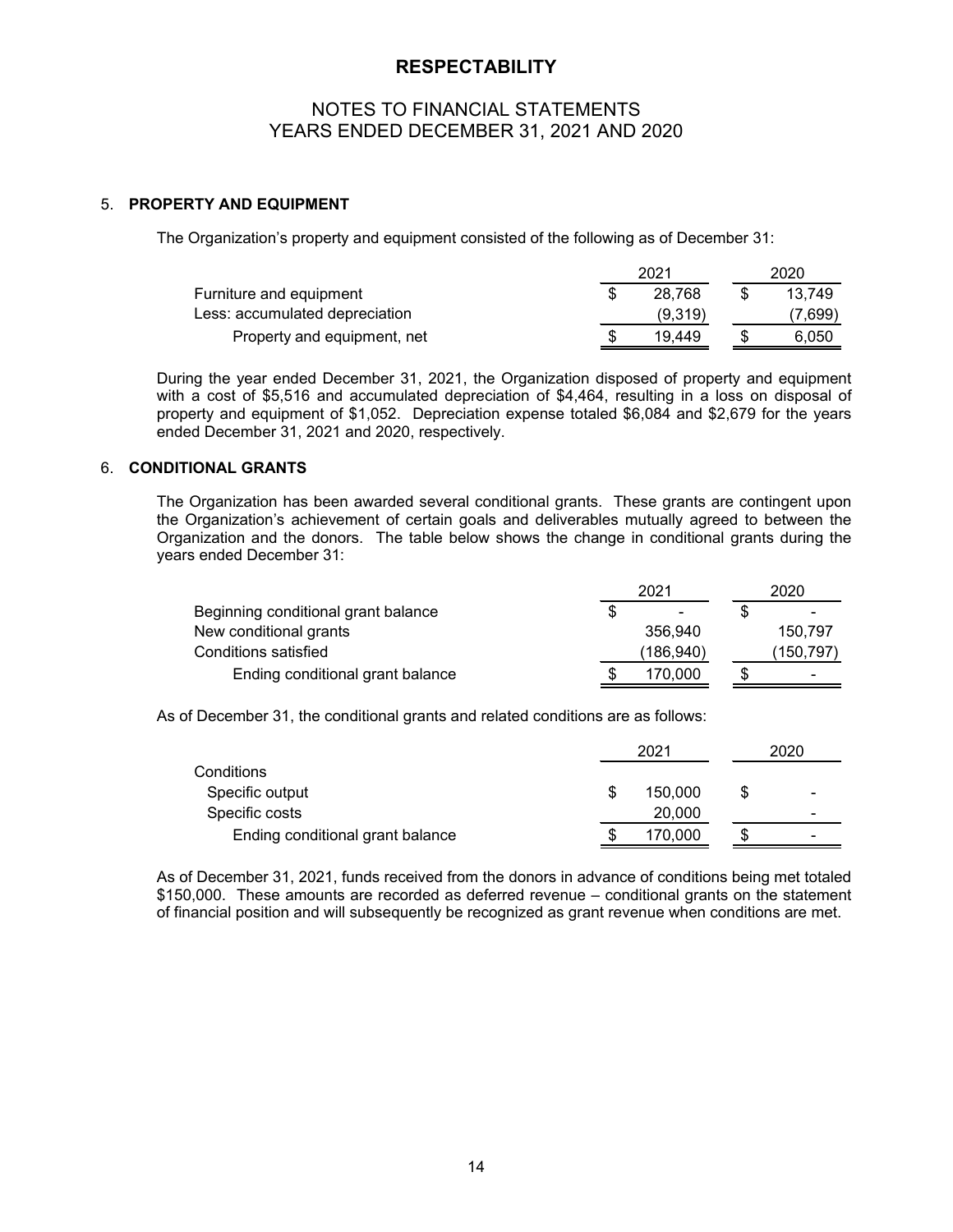# RESPECTABILITY

## NOTES TO FINANCIAL STATEMENTS
## YEARS ENDED DECEMBER 31, 2021 AND 2020

### 5. PROPERTY AND EQUIPMENT

The Organization's property and equipment consisted of the following as of December 31:

| | 2021 | 2020 |
|---|---|---|
| Furniture and equipment | $ 28,768 | $ 13,749 |
| Less: accumulated depreciation | (9,319) | (7,699) |
| Property and equipment, net | $ 19,449 | $ 6,050 |

During the year ended December 31, 2021, the Organization disposed of property and equipment with a cost of $5,516 and accumulated depreciation of $4,464, resulting in a loss on disposal of property and equipment of $1,052. Depreciation expense totaled $6,084 and $2,679 for the years ended December 31, 2021 and 2020, respectively.

### 6. CONDITIONAL GRANTS

The Organization has been awarded several conditional grants. These grants are contingent upon the Organization's achievement of certain goals and deliverables mutually agreed to between the Organization and the donors. The table below shows the change in conditional grants during the years ended December 31:

| | 2021 | 2020 |
|---|---|---|
| Beginning conditional grant balance | $ - | $ - |
| New conditional grants | 356,940 | 150,797 |
| Conditions satisfied | (186,940) | (150,797) |
| Ending conditional grant balance | $ 170,000 | $ - |

As of December 31, the conditional grants and related conditions are as follows:

| | 2021 | 2020 |
|---|---|---|
| Conditions | | |
| Specific output | $ 150,000 | $ - |
| Specific costs | 20,000 | - |
| Ending conditional grant balance | $ 170,000 | $ - |

As of December 31, 2021, funds received from the donors in advance of conditions being met totaled $150,000. These amounts are recorded as deferred revenue – conditional grants on the statement of financial position and will subsequently be recognized as grant revenue when conditions are met.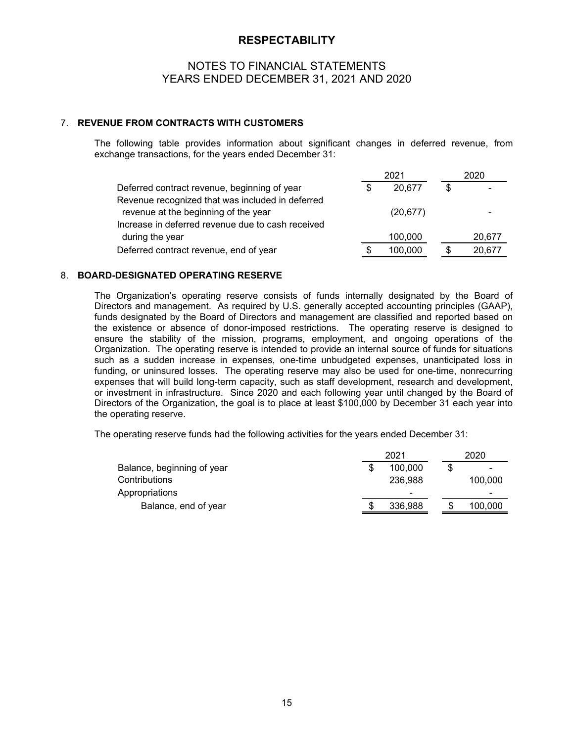# RESPECTABILITY

## NOTES TO FINANCIAL STATEMENTS
## YEARS ENDED DECEMBER 31, 2021 AND 2020

### 7. REVENUE FROM CONTRACTS WITH CUSTOMERS

The following table provides information about significant changes in deferred revenue, from exchange transactions, for the years ended December 31:

| | 2021 | 2020 |
|---|---|---|
| Deferred contract revenue, beginning of year | $ 20,677 | $ - |
| Revenue recognized that was included in deferred revenue at the beginning of the year | (20,677) | - |
| Increase in deferred revenue due to cash received during the year | 100,000 | 20,677 |
| Deferred contract revenue, end of year | $ 100,000 | $ 20,677 |

### 8. BOARD-DESIGNATED OPERATING RESERVE

The Organization's operating reserve consists of funds internally designated by the Board of Directors and management. As required by U.S. generally accepted accounting principles (GAAP), funds designated by the Board of Directors and management are classified and reported based on the existence or absence of donor-imposed restrictions. The operating reserve is designed to ensure the stability of the mission, programs, employment, and ongoing operations of the Organization. The operating reserve is intended to provide an internal source of funds for situations such as a sudden increase in expenses, one-time unbudgeted expenses, unanticipated loss in funding, or uninsured losses. The operating reserve may also be used for one-time, nonrecurring expenses that will build long-term capacity, such as staff development, research and development, or investment in infrastructure. Since 2020 and each following year until changed by the Board of Directors of the Organization, the goal is to place at least $100,000 by December 31 each year into the operating reserve.

The operating reserve funds had the following activities for the years ended December 31:

| | 2021 | 2020 |
|---|---|---|
| Balance, beginning of year | $ 100,000 | $ - |
| Contributions | 236,988 | 100,000 |
| Appropriations | - | - |
| Balance, end of year | $ 336,988 | $ 100,000 |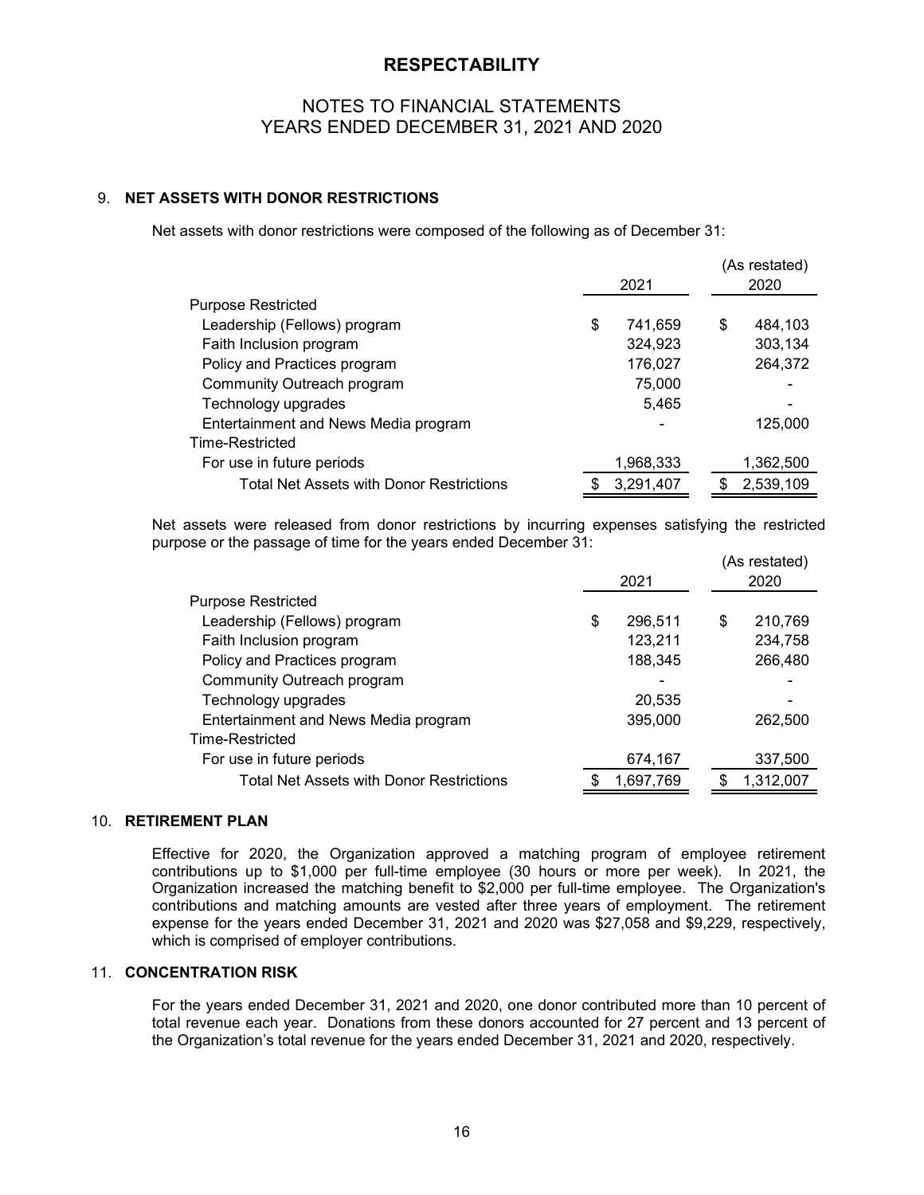## 9. NET ASSETS WITH DONOR RESTRICTIONS

Net assets with donor restrictions were composed of the following as of December 31:

| | 2021 | (As restated) 2020 |
|---|---|---|
| Purpose Restricted | | |
| Leadership (Fellows) program | $ 741,659 | $ 484,103 |
| Faith Inclusion program | 324,923 | 303,134 |
| Policy and Practices program | 176,027 | 264,372 |
| Community Outreach program | 75,000 | - |
| Technology upgrades | 5,465 | - |
| Entertainment and News Media program | - | 125,000 |
| Time-Restricted | | |
| For use in future periods | 1,968,333 | 1,362,500 |
| Total Net Assets with Donor Restrictions | $ 3,291,407 | $ 2,539,109 |

Net assets were released from donor restrictions by incurring expenses satisfying the restricted purpose or the passage of time for the years ended December 31:

| | 2021 | (As restated) 2020 |
|---|---|---|
| Purpose Restricted | | |
| Leadership (Fellows) program | $ 296,511 | $ 210,769 |
| Faith Inclusion program | 123,211 | 234,758 |
| Policy and Practices program | 188,345 | 266,480 |
| Community Outreach program | - | - |
| Technology upgrades | 20,535 | - |
| Entertainment and News Media program | 395,000 | 262,500 |
| Time-Restricted | | |
| For use in future periods | 674,167 | 337,500 |
| Total Net Assets with Donor Restrictions | $ 1,697,769 | $ 1,312,007 |

## 10. RETIREMENT PLAN

Effective for 2020, the Organization approved a matching program of employee retirement contributions up to $1,000 per full-time employee (30 hours or more per week). In 2021, the Organization increased the matching benefit to $2,000 per full-time employee. The Organization's contributions and matching amounts are vested after three years of employment. The retirement expense for the years ended December 31, 2021 and 2020 was $27,058 and $9,229, respectively, which is comprised of employer contributions.

## 11. CONCENTRATION RISK

For the years ended December 31, 2021 and 2020, one donor contributed more than 10 percent of total revenue each year. Donations from these donors accounted for 27 percent and 13 percent of the Organization's total revenue for the years ended December 31, 2021 and 2020, respectively.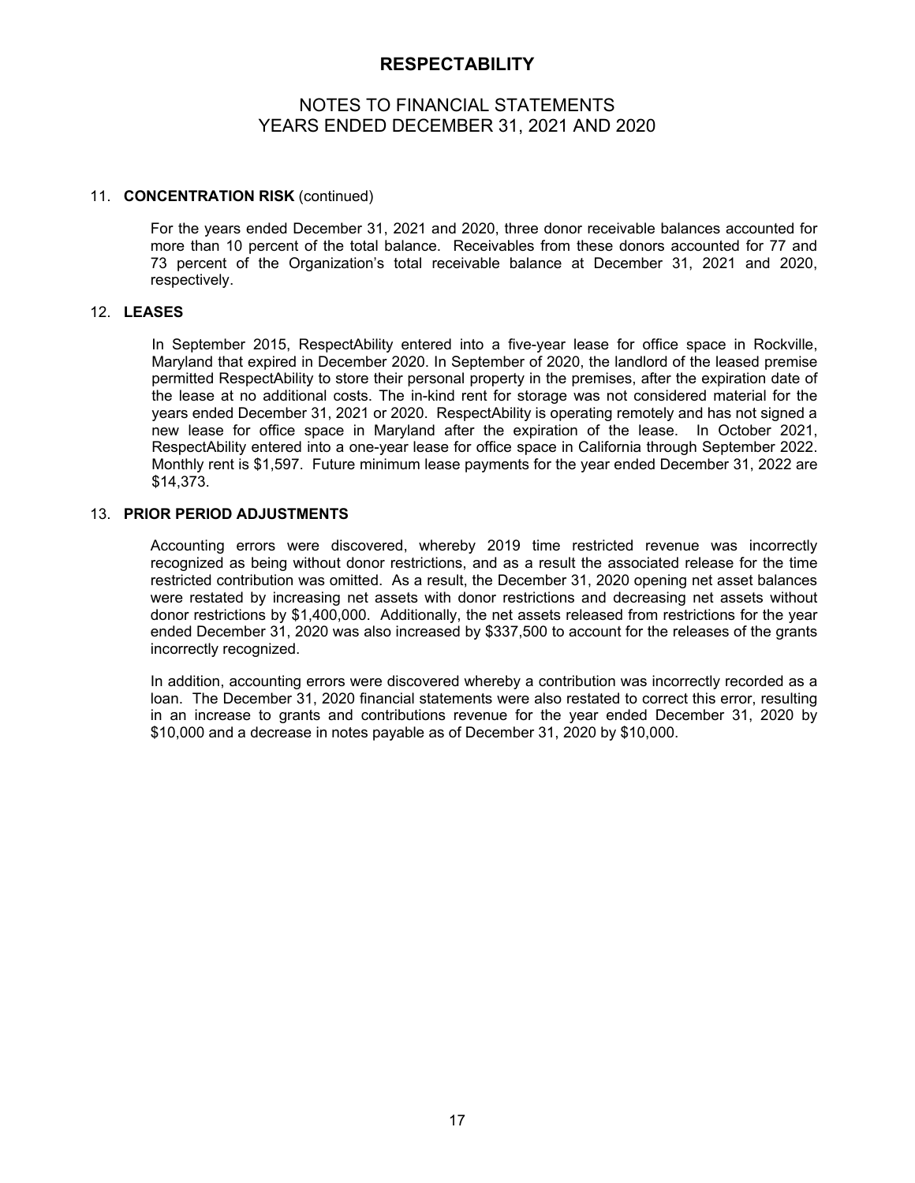## 11. CONCENTRATION RISK (continued)

For the years ended December 31, 2021 and 2020, three donor receivable balances accounted for more than 10 percent of the total balance. Receivables from these donors accounted for 77 and 73 percent of the Organization's total receivable balance at December 31, 2021 and 2020, respectively.

## 12. LEASES

In September 2015, RespectAbility entered into a five-year lease for office space in Rockville, Maryland that expired in December 2020. In September of 2020, the landlord of the leased premise permitted RespectAbility to store their personal property in the premises, after the expiration date of the lease at no additional costs. The in-kind rent for storage was not considered material for the years ended December 31, 2021 or 2020. RespectAbility is operating remotely and has not signed a new lease for office space in Maryland after the expiration of the lease. In October 2021, RespectAbility entered into a one-year lease for office space in California through September 2022. Monthly rent is $1,597. Future minimum lease payments for the year ended December 31, 2022 are $14,373.

## 13. PRIOR PERIOD ADJUSTMENTS

Accounting errors were discovered, whereby 2019 time restricted revenue was incorrectly recognized as being without donor restrictions, and as a result the associated release for the time restricted contribution was omitted. As a result, the December 31, 2020 opening net asset balances were restated by increasing net assets with donor restrictions and decreasing net assets without donor restrictions by $1,400,000. Additionally, the net assets released from restrictions for the year ended December 31, 2020 was also increased by $337,500 to account for the releases of the grants incorrectly recognized.

In addition, accounting errors were discovered whereby a contribution was incorrectly recorded as a loan. The December 31, 2020 financial statements were also restated to correct this error, resulting in an increase to grants and contributions revenue for the year ended December 31, 2020 by $10,000 and a decrease in notes payable as of December 31, 2020 by $10,000.